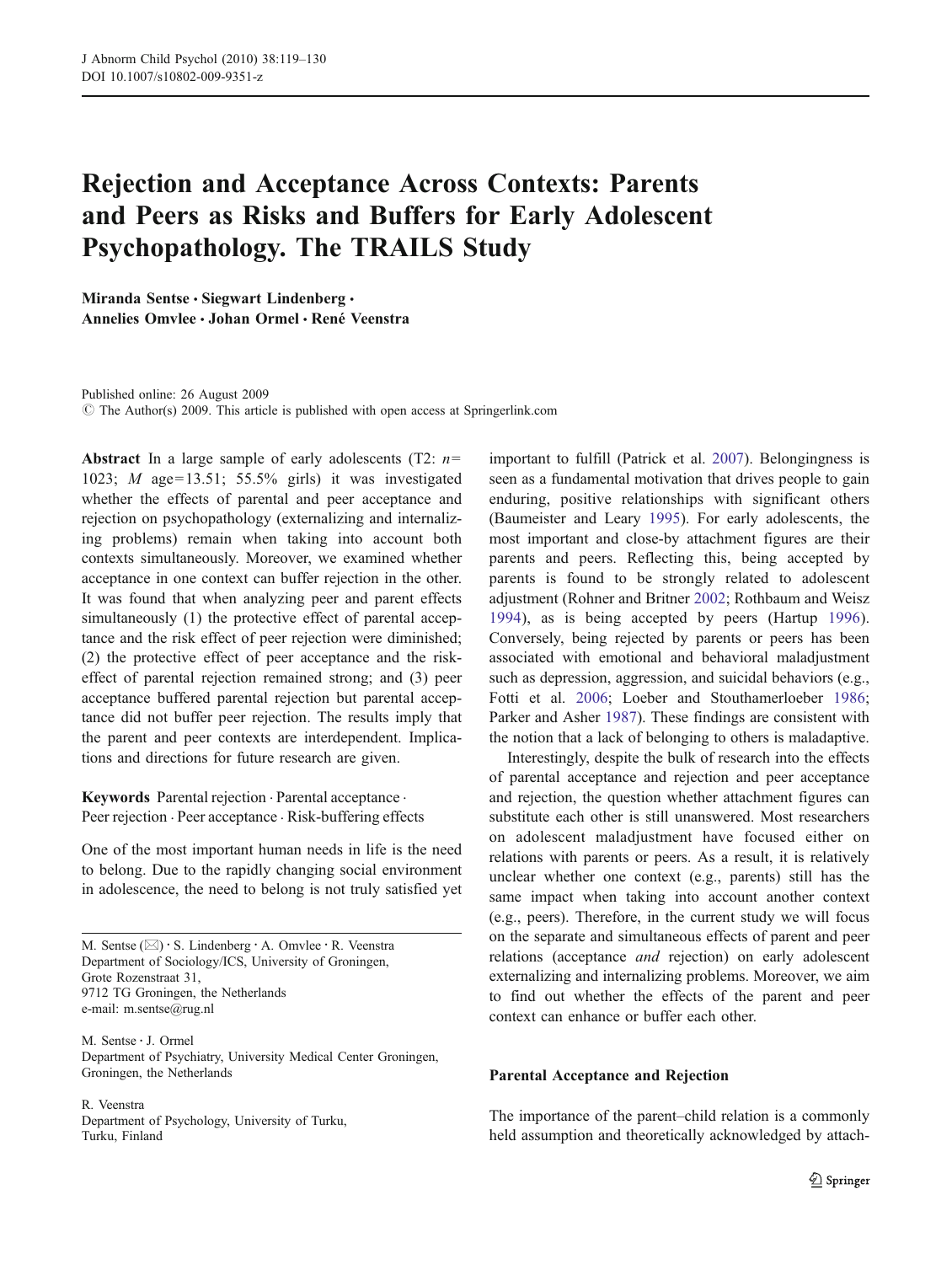# Rejection and Acceptance Across Contexts: Parents and Peers as Risks and Buffers for Early Adolescent Psychopathology. The TRAILS Study

**Miranda Sentse · Siegwart Lindenberg · Annelies Omvlee · Johan Ormel · René Veenstra**

Published online: 26 August 2009
© The Author(s) 2009. This article is published with open access at Springerlink.com

**Abstract** In a large sample of early adolescents (T2: $n=1023$; $M$ age=13.51; 55.5% girls) it was investigated whether the effects of parental and peer acceptance and rejection on psychopathology (externalizing and internalizing problems) remain when taking into account both contexts simultaneously. Moreover, we examined whether acceptance in one context can buffer rejection in the other. It was found that when analyzing peer and parent effects simultaneously (1) the protective effect of parental acceptance and the risk effect of peer rejection were diminished; (2) the protective effect of peer acceptance and the risk-effect of parental rejection remained strong; and (3) peer acceptance buffered parental rejection but parental acceptance did not buffer peer rejection. The results imply that the parent and peer contexts are interdependent. Implications and directions for future research are given.

**Keywords** Parental rejection · Parental acceptance · Peer rejection · Peer acceptance · Risk-buffering effects

One of the most important human needs in life is the need to belong. Due to the rapidly changing social environment in adolescence, the need to belong is not truly satisfied yet important to fulfill (Patrick et al. 2007). Belongingness is seen as a fundamental motivation that drives people to gain enduring, positive relationships with significant others (Baumeister and Leary 1995). For early adolescents, the most important and close-by attachment figures are their parents and peers. Reflecting this, being accepted by parents is found to be strongly related to adolescent adjustment (Rohner and Britner 2002; Rothbaum and Weisz 1994), as is being accepted by peers (Hartup 1996). Conversely, being rejected by parents or peers has been associated with emotional and behavioral maladjustment such as depression, aggression, and suicidal behaviors (e.g., Fotti et al. 2006; Loeber and Stouthamerloeber 1986; Parker and Asher 1987). These findings are consistent with the notion that a lack of belonging to others is maladaptive.

Interestingly, despite the bulk of research into the effects of parental acceptance and rejection and peer acceptance and rejection, the question whether attachment figures can substitute each other is still unanswered. Most researchers on adolescent maladjustment have focused either on relations with parents or peers. As a result, it is relatively unclear whether one context (e.g., parents) still has the same impact when taking into account another context (e.g., peers). Therefore, in the current study we will focus on the separate and simultaneous effects of parent and peer relations (acceptance *and* rejection) on early adolescent externalizing and internalizing problems. Moreover, we aim to find out whether the effects of the parent and peer context can enhance or buffer each other.

M. Sentse (✉) · S. Lindenberg · A. Omvlee · R. Veenstra
Department of Sociology/ICS, University of Groningen,
Grote Rozenstraat 31,
9712 TG Groningen, the Netherlands
e-mail: m.sentse@rug.nl

M. Sentse · J. Ormel
Department of Psychiatry, University Medical Center Groningen,
Groningen, the Netherlands

R. Veenstra
Department of Psychology, University of Turku,
Turku, Finland

## Parental Acceptance and Rejection

The importance of the parent–child relation is a commonly held assumption and theoretically acknowledged by attach-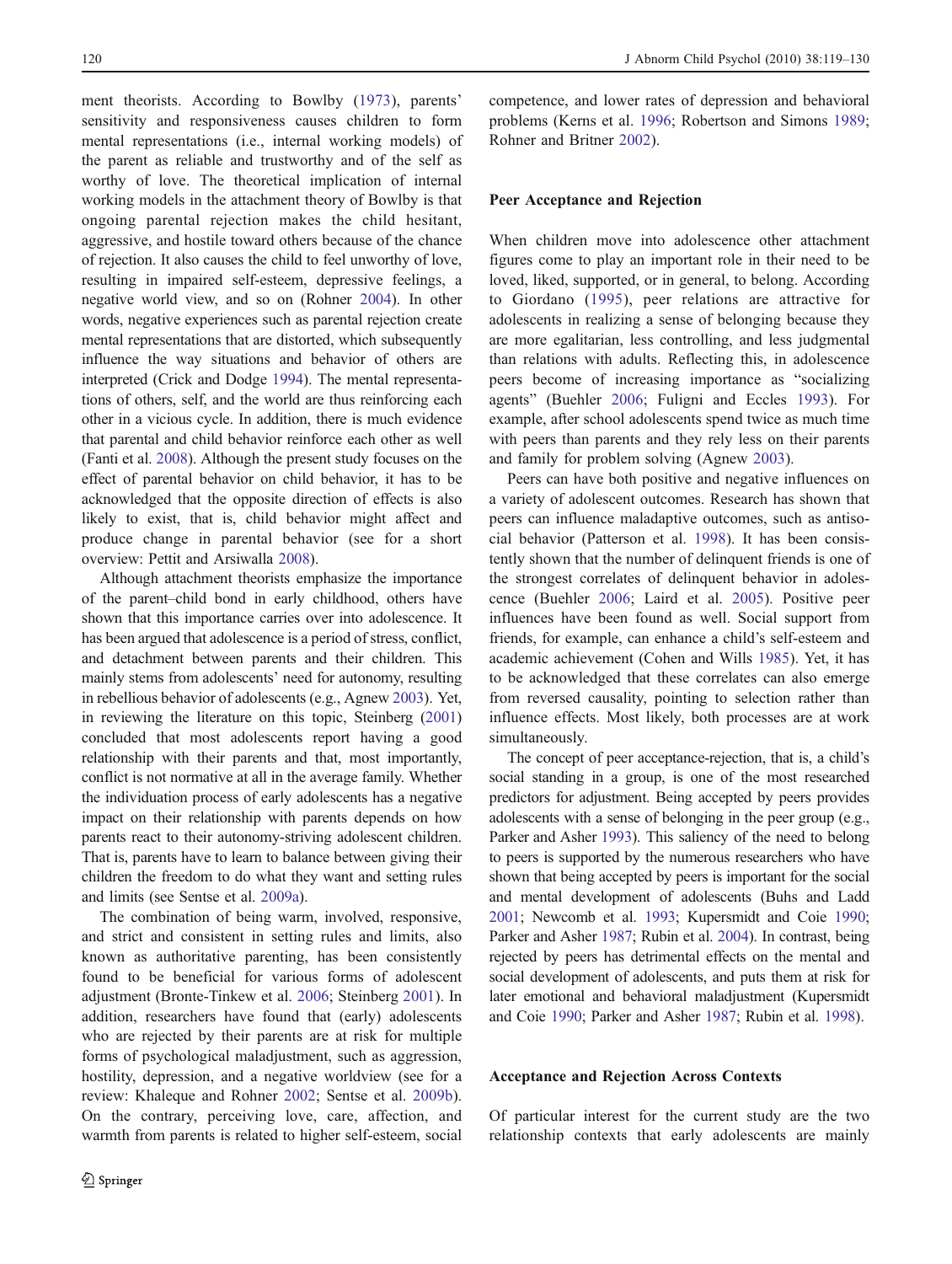ment theorists. According to Bowlby (1973), parents' sensitivity and responsiveness causes children to form mental representations (i.e., internal working models) of the parent as reliable and trustworthy and of the self as worthy of love. The theoretical implication of internal working models in the attachment theory of Bowlby is that ongoing parental rejection makes the child hesitant, aggressive, and hostile toward others because of the chance of rejection. It also causes the child to feel unworthy of love, resulting in impaired self-esteem, depressive feelings, a negative world view, and so on (Rohner 2004). In other words, negative experiences such as parental rejection create mental representations that are distorted, which subsequently influence the way situations and behavior of others are interpreted (Crick and Dodge 1994). The mental representations of others, self, and the world are thus reinforcing each other in a vicious cycle. In addition, there is much evidence that parental and child behavior reinforce each other as well (Fanti et al. 2008). Although the present study focuses on the effect of parental behavior on child behavior, it has to be acknowledged that the opposite direction of effects is also likely to exist, that is, child behavior might affect and produce change in parental behavior (see for a short overview: Pettit and Arsiwalla 2008).

Although attachment theorists emphasize the importance of the parent–child bond in early childhood, others have shown that this importance carries over into adolescence. It has been argued that adolescence is a period of stress, conflict, and detachment between parents and their children. This mainly stems from adolescents' need for autonomy, resulting in rebellious behavior of adolescents (e.g., Agnew 2003). Yet, in reviewing the literature on this topic, Steinberg (2001) concluded that most adolescents report having a good relationship with their parents and that, most importantly, conflict is not normative at all in the average family. Whether the individuation process of early adolescents has a negative impact on their relationship with parents depends on how parents react to their autonomy-striving adolescent children. That is, parents have to learn to balance between giving their children the freedom to do what they want and setting rules and limits (see Sentse et al. 2009a).

The combination of being warm, involved, responsive, and strict and consistent in setting rules and limits, also known as authoritative parenting, has been consistently found to be beneficial for various forms of adolescent adjustment (Bronte-Tinkew et al. 2006; Steinberg 2001). In addition, researchers have found that (early) adolescents who are rejected by their parents are at risk for multiple forms of psychological maladjustment, such as aggression, hostility, depression, and a negative worldview (see for a review: Khaleque and Rohner 2002; Sentse et al. 2009b). On the contrary, perceiving love, care, affection, and warmth from parents is related to higher self-esteem, social competence, and lower rates of depression and behavioral problems (Kerns et al. 1996; Robertson and Simons 1989; Rohner and Britner 2002).

## Peer Acceptance and Rejection

When children move into adolescence other attachment figures come to play an important role in their need to be loved, liked, supported, or in general, to belong. According to Giordano (1995), peer relations are attractive for adolescents in realizing a sense of belonging because they are more egalitarian, less controlling, and less judgmental than relations with adults. Reflecting this, in adolescence peers become of increasing importance as "socializing agents" (Buehler 2006; Fuligni and Eccles 1993). For example, after school adolescents spend twice as much time with peers than parents and they rely less on their parents and family for problem solving (Agnew 2003).

Peers can have both positive and negative influences on a variety of adolescent outcomes. Research has shown that peers can influence maladaptive outcomes, such as antisocial behavior (Patterson et al. 1998). It has been consistently shown that the number of delinquent friends is one of the strongest correlates of delinquent behavior in adolescence (Buehler 2006; Laird et al. 2005). Positive peer influences have been found as well. Social support from friends, for example, can enhance a child's self-esteem and academic achievement (Cohen and Wills 1985). Yet, it has to be acknowledged that these correlates can also emerge from reversed causality, pointing to selection rather than influence effects. Most likely, both processes are at work simultaneously.

The concept of peer acceptance-rejection, that is, a child's social standing in a group, is one of the most researched predictors for adjustment. Being accepted by peers provides adolescents with a sense of belonging in the peer group (e.g., Parker and Asher 1993). This saliency of the need to belong to peers is supported by the numerous researchers who have shown that being accepted by peers is important for the social and mental development of adolescents (Buhs and Ladd 2001; Newcomb et al. 1993; Kupersmidt and Coie 1990; Parker and Asher 1987; Rubin et al. 2004). In contrast, being rejected by peers has detrimental effects on the mental and social development of adolescents, and puts them at risk for later emotional and behavioral maladjustment (Kupersmidt and Coie 1990; Parker and Asher 1987; Rubin et al. 1998).

## Acceptance and Rejection Across Contexts

Of particular interest for the current study are the two relationship contexts that early adolescents are mainly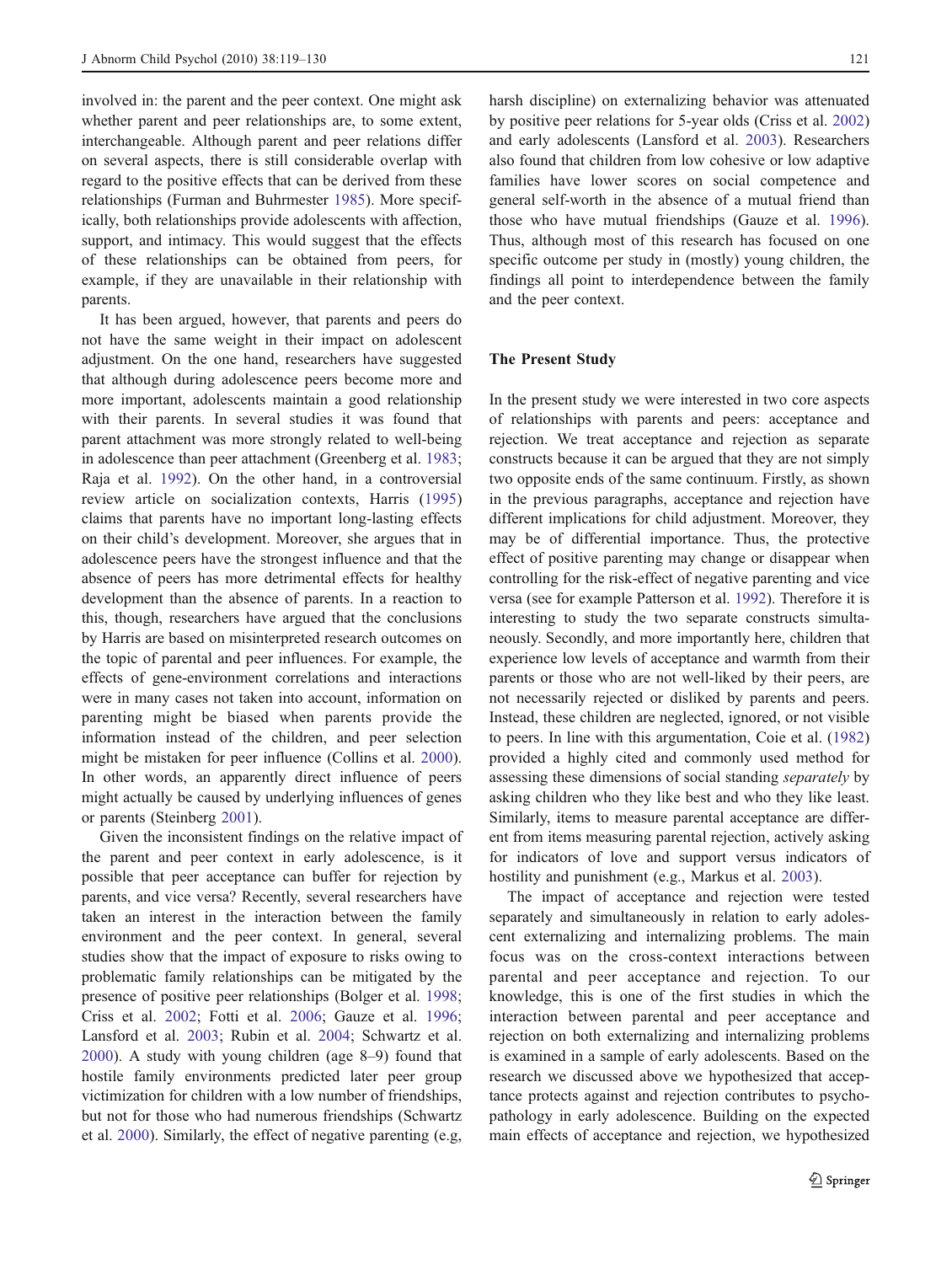involved in: the parent and the peer context. One might ask whether parent and peer relationships are, to some extent, interchangeable. Although parent and peer relations differ on several aspects, there is still considerable overlap with regard to the positive effects that can be derived from these relationships (Furman and Buhrmester 1985). More specifically, both relationships provide adolescents with affection, support, and intimacy. This would suggest that the effects of these relationships can be obtained from peers, for example, if they are unavailable in their relationship with parents.

It has been argued, however, that parents and peers do not have the same weight in their impact on adolescent adjustment. On the one hand, researchers have suggested that although during adolescence peers become more and more important, adolescents maintain a good relationship with their parents. In several studies it was found that parent attachment was more strongly related to well-being in adolescence than peer attachment (Greenberg et al. 1983; Raja et al. 1992). On the other hand, in a controversial review article on socialization contexts, Harris (1995) claims that parents have no important long-lasting effects on their child's development. Moreover, she argues that in adolescence peers have the strongest influence and that the absence of peers has more detrimental effects for healthy development than the absence of parents. In a reaction to this, though, researchers have argued that the conclusions by Harris are based on misinterpreted research outcomes on the topic of parental and peer influences. For example, the effects of gene-environment correlations and interactions were in many cases not taken into account, information on parenting might be biased when parents provide the information instead of the children, and peer selection might be mistaken for peer influence (Collins et al. 2000). In other words, an apparently direct influence of peers might actually be caused by underlying influences of genes or parents (Steinberg 2001).

Given the inconsistent findings on the relative impact of the parent and peer context in early adolescence, is it possible that peer acceptance can buffer for rejection by parents, and vice versa? Recently, several researchers have taken an interest in the interaction between the family environment and the peer context. In general, several studies show that the impact of exposure to risks owing to problematic family relationships can be mitigated by the presence of positive peer relationships (Bolger et al. 1998; Criss et al. 2002; Fotti et al. 2006; Gauze et al. 1996; Lansford et al. 2003; Rubin et al. 2004; Schwartz et al. 2000). A study with young children (age 8–9) found that hostile family environments predicted later peer group victimization for children with a low number of friendships, but not for those who had numerous friendships (Schwartz et al. 2000). Similarly, the effect of negative parenting (e.g, harsh discipline) on externalizing behavior was attenuated by positive peer relations for 5-year olds (Criss et al. 2002) and early adolescents (Lansford et al. 2003). Researchers also found that children from low cohesive or low adaptive families have lower scores on social competence and general self-worth in the absence of a mutual friend than those who have mutual friendships (Gauze et al. 1996). Thus, although most of this research has focused on one specific outcome per study in (mostly) young children, the findings all point to interdependence between the family and the peer context.

## The Present Study

In the present study we were interested in two core aspects of relationships with parents and peers: acceptance and rejection. We treat acceptance and rejection as separate constructs because it can be argued that they are not simply two opposite ends of the same continuum. Firstly, as shown in the previous paragraphs, acceptance and rejection have different implications for child adjustment. Moreover, they may be of differential importance. Thus, the protective effect of positive parenting may change or disappear when controlling for the risk-effect of negative parenting and vice versa (see for example Patterson et al. 1992). Therefore it is interesting to study the two separate constructs simultaneously. Secondly, and more importantly here, children that experience low levels of acceptance and warmth from their parents or those who are not well-liked by their peers, are not necessarily rejected or disliked by parents and peers. Instead, these children are neglected, ignored, or not visible to peers. In line with this argumentation, Coie et al. (1982) provided a highly cited and commonly used method for assessing these dimensions of social standing *separately* by asking children who they like best and who they like least. Similarly, items to measure parental acceptance are different from items measuring parental rejection, actively asking for indicators of love and support versus indicators of hostility and punishment (e.g., Markus et al. 2003).

The impact of acceptance and rejection were tested separately and simultaneously in relation to early adolescent externalizing and internalizing problems. The main focus was on the cross-context interactions between parental and peer acceptance and rejection. To our knowledge, this is one of the first studies in which the interaction between parental and peer acceptance and rejection on both externalizing and internalizing problems is examined in a sample of early adolescents. Based on the research we discussed above we hypothesized that acceptance protects against and rejection contributes to psychopathology in early adolescence. Building on the expected main effects of acceptance and rejection, we hypothesized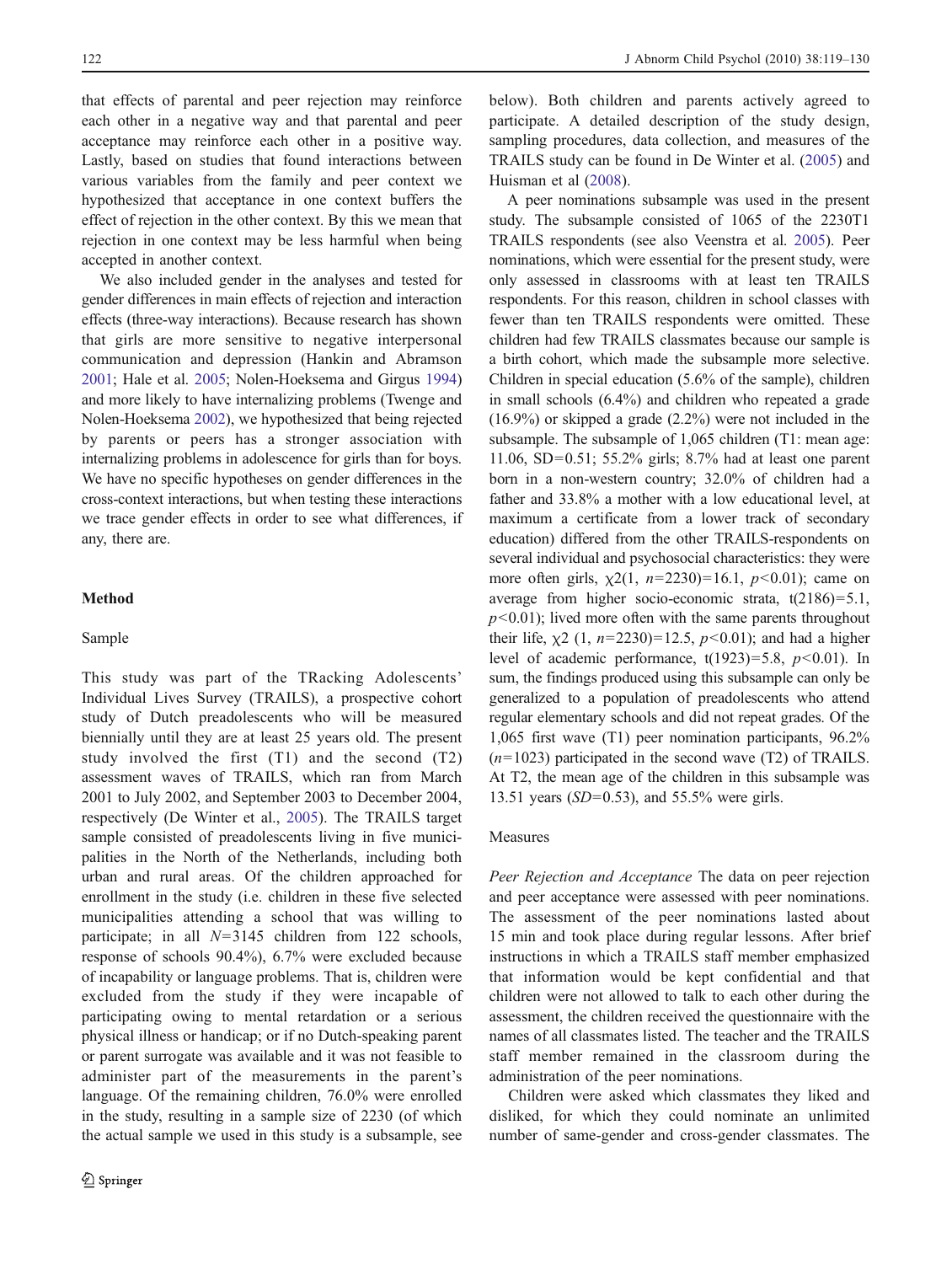that effects of parental and peer rejection may reinforce each other in a negative way and that parental and peer acceptance may reinforce each other in a positive way. Lastly, based on studies that found interactions between various variables from the family and peer context we hypothesized that acceptance in one context buffers the effect of rejection in the other context. By this we mean that rejection in one context may be less harmful when being accepted in another context.

We also included gender in the analyses and tested for gender differences in main effects of rejection and interaction effects (three-way interactions). Because research has shown that girls are more sensitive to negative interpersonal communication and depression (Hankin and Abramson 2001; Hale et al. 2005; Nolen-Hoeksema and Girgus 1994) and more likely to have internalizing problems (Twenge and Nolen-Hoeksema 2002), we hypothesized that being rejected by parents or peers has a stronger association with internalizing problems in adolescence for girls than for boys. We have no specific hypotheses on gender differences in the cross-context interactions, but when testing these interactions we trace gender effects in order to see what differences, if any, there are.

## Method

### Sample

This study was part of the TRacking Adolescents' Individual Lives Survey (TRAILS), a prospective cohort study of Dutch preadolescents who will be measured biennially until they are at least 25 years old. The present study involved the first (T1) and the second (T2) assessment waves of TRAILS, which ran from March 2001 to July 2002, and September 2003 to December 2004, respectively (De Winter et al., 2005). The TRAILS target sample consisted of preadolescents living in five municipalities in the North of the Netherlands, including both urban and rural areas. Of the children approached for enrollment in the study (i.e. children in these five selected municipalities attending a school that was willing to participate; in all $N=3145$ children from 122 schools, response of schools 90.4%), 6.7% were excluded because of incapability or language problems. That is, children were excluded from the study if they were incapable of participating owing to mental retardation or a serious physical illness or handicap; or if no Dutch-speaking parent or parent surrogate was available and it was not feasible to administer part of the measurements in the parent's language. Of the remaining children, 76.0% were enrolled in the study, resulting in a sample size of 2230 (of which the actual sample we used in this study is a subsample, see below). Both children and parents actively agreed to participate. A detailed description of the study design, sampling procedures, data collection, and measures of the TRAILS study can be found in De Winter et al. (2005) and Huisman et al (2008).

A peer nominations subsample was used in the present study. The subsample consisted of 1065 of the 2230T1 TRAILS respondents (see also Veenstra et al. 2005). Peer nominations, which were essential for the present study, were only assessed in classrooms with at least ten TRAILS respondents. For this reason, children in school classes with fewer than ten TRAILS respondents were omitted. These children had few TRAILS classmates because our sample is a birth cohort, which made the subsample more selective. Children in special education (5.6% of the sample), children in small schools (6.4%) and children who repeated a grade (16.9%) or skipped a grade (2.2%) were not included in the subsample. The subsample of 1,065 children (T1: mean age: 11.06, SD=0.51; 55.2% girls; 8.7% had at least one parent born in a non-western country; 32.0% of children had a father and 33.8% a mother with a low educational level, at maximum a certificate from a lower track of secondary education) differed from the other TRAILS-respondents on several individual and psychosocial characteristics: they were more often girls, $\chi2(1, n=2230)=16.1$, $p<0.01$); came on average from higher socio-economic strata, $t(2186)=5.1$, $p<0.01$); lived more often with the same parents throughout their life, $\chi2$ $(1, n=2230)=12.5$, $p<0.01$); and had a higher level of academic performance, $t(1923)=5.8$, $p<0.01$). In sum, the findings produced using this subsample can only be generalized to a population of preadolescents who attend regular elementary schools and did not repeat grades. Of the 1,065 first wave (T1) peer nomination participants, 96.2% ($n=1023$) participated in the second wave (T2) of TRAILS. At T2, the mean age of the children in this subsample was 13.51 years ($SD=0.53$), and 55.5% were girls.

### Measures

*Peer Rejection and Acceptance* The data on peer rejection and peer acceptance were assessed with peer nominations. The assessment of the peer nominations lasted about 15 min and took place during regular lessons. After brief instructions in which a TRAILS staff member emphasized that information would be kept confidential and that children were not allowed to talk to each other during the assessment, the children received the questionnaire with the names of all classmates listed. The teacher and the TRAILS staff member remained in the classroom during the administration of the peer nominations.

Children were asked which classmates they liked and disliked, for which they could nominate an unlimited number of same-gender and cross-gender classmates. The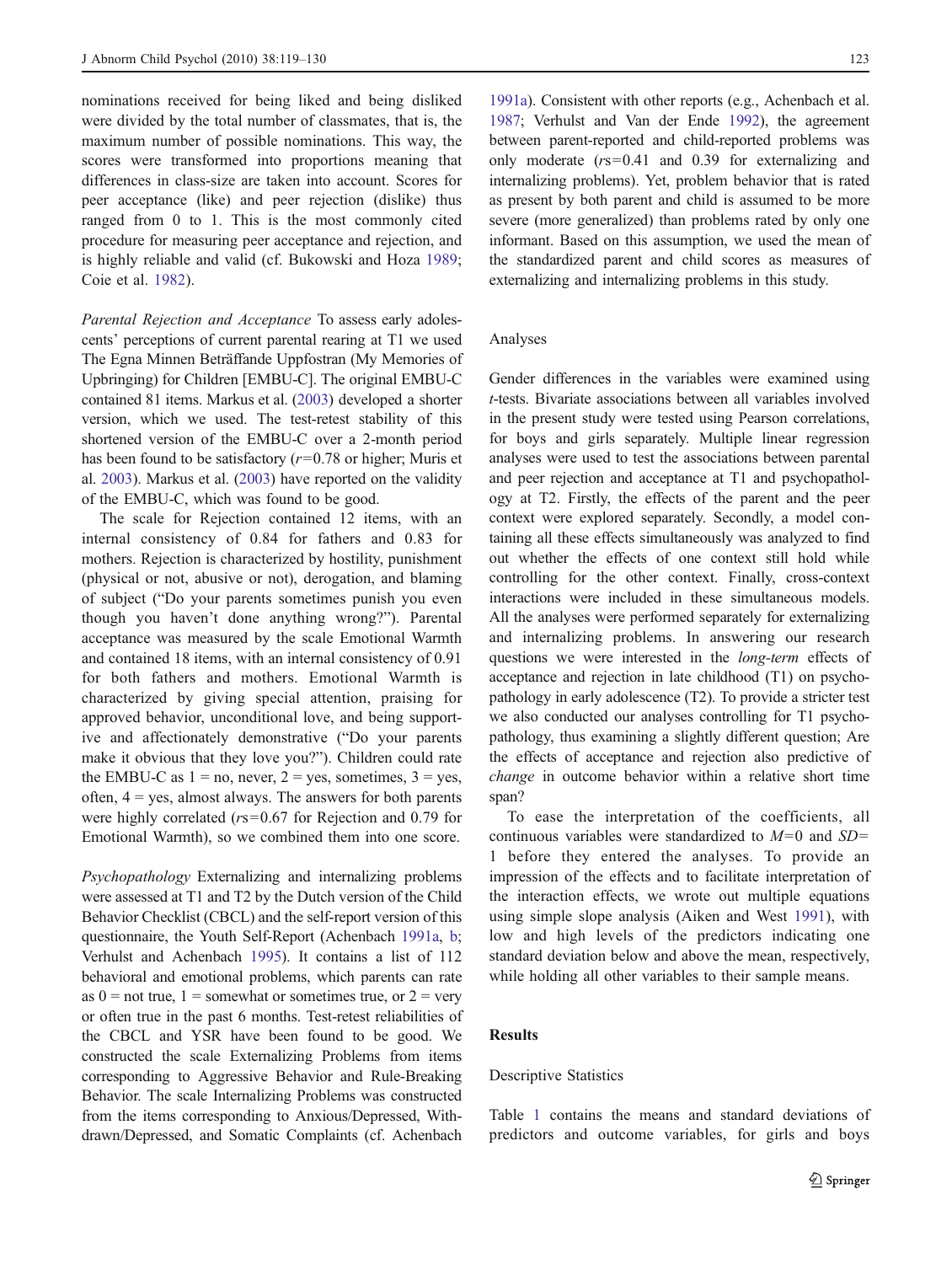nominations received for being liked and being disliked were divided by the total number of classmates, that is, the maximum number of possible nominations. This way, the scores were transformed into proportions meaning that differences in class-size are taken into account. Scores for peer acceptance (like) and peer rejection (dislike) thus ranged from 0 to 1. This is the most commonly cited procedure for measuring peer acceptance and rejection, and is highly reliable and valid (cf. Bukowski and Hoza 1989; Coie et al. 1982).

*Parental Rejection and Acceptance* To assess early adolescents' perceptions of current parental rearing at T1 we used The Egna Minnen Beträffande Uppfostran (My Memories of Upbringing) for Children [EMBU-C]. The original EMBU-C contained 81 items. Markus et al. (2003) developed a shorter version, which we used. The test-retest stability of this shortened version of the EMBU-C over a 2-month period has been found to be satisfactory ($r$=0.78 or higher; Muris et al. 2003). Markus et al. (2003) have reported on the validity of the EMBU-C, which was found to be good.

The scale for Rejection contained 12 items, with an internal consistency of 0.84 for fathers and 0.83 for mothers. Rejection is characterized by hostility, punishment (physical or not, abusive or not), derogation, and blaming of subject ("Do your parents sometimes punish you even though you haven't done anything wrong?"). Parental acceptance was measured by the scale Emotional Warmth and contained 18 items, with an internal consistency of 0.91 for both fathers and mothers. Emotional Warmth is characterized by giving special attention, praising for approved behavior, unconditional love, and being supportive and affectionately demonstrative ("Do your parents make it obvious that they love you?"). Children could rate the EMBU-C as 1 = no, never, 2 = yes, sometimes, 3 = yes, often, 4 = yes, almost always. The answers for both parents were highly correlated ($r$s=0.67 for Rejection and 0.79 for Emotional Warmth), so we combined them into one score.

*Psychopathology* Externalizing and internalizing problems were assessed at T1 and T2 by the Dutch version of the Child Behavior Checklist (CBCL) and the self-report version of this questionnaire, the Youth Self-Report (Achenbach 1991a, b; Verhulst and Achenbach 1995). It contains a list of 112 behavioral and emotional problems, which parents can rate as 0 = not true, 1 = somewhat or sometimes true, or 2 = very or often true in the past 6 months. Test-retest reliabilities of the CBCL and YSR have been found to be good. We constructed the scale Externalizing Problems from items corresponding to Aggressive Behavior and Rule-Breaking Behavior. The scale Internalizing Problems was constructed from the items corresponding to Anxious/Depressed, Withdrawn/Depressed, and Somatic Complaints (cf. Achenbach 1991a). Consistent with other reports (e.g., Achenbach et al. 1987; Verhulst and Van der Ende 1992), the agreement between parent-reported and child-reported problems was only moderate ($r$s=0.41 and 0.39 for externalizing and internalizing problems). Yet, problem behavior that is rated as present by both parent and child is assumed to be more severe (more generalized) than problems rated by only one informant. Based on this assumption, we used the mean of the standardized parent and child scores as measures of externalizing and internalizing problems in this study.

## Analyses

Gender differences in the variables were examined using $t$-tests. Bivariate associations between all variables involved in the present study were tested using Pearson correlations, for boys and girls separately. Multiple linear regression analyses were used to test the associations between parental and peer rejection and acceptance at T1 and psychopathology at T2. Firstly, the effects of the parent and the peer context were explored separately. Secondly, a model containing all these effects simultaneously was analyzed to find out whether the effects of one context still hold while controlling for the other context. Finally, cross-context interactions were included in these simultaneous models. All the analyses were performed separately for externalizing and internalizing problems. In answering our research questions we were interested in the *long-term* effects of acceptance and rejection in late childhood (T1) on psychopathology in early adolescence (T2). To provide a stricter test we also conducted our analyses controlling for T1 psychopathology, thus examining a slightly different question; Are the effects of acceptance and rejection also predictive of *change* in outcome behavior within a relative short time span?

To ease the interpretation of the coefficients, all continuous variables were standardized to $M$=0 and $SD$=1 before they entered the analyses. To provide an impression of the effects and to facilitate interpretation of the interaction effects, we wrote out multiple equations using simple slope analysis (Aiken and West 1991), with low and high levels of the predictors indicating one standard deviation below and above the mean, respectively, while holding all other variables to their sample means.

# Results

## Descriptive Statistics

Table 1 contains the means and standard deviations of predictors and outcome variables, for girls and boys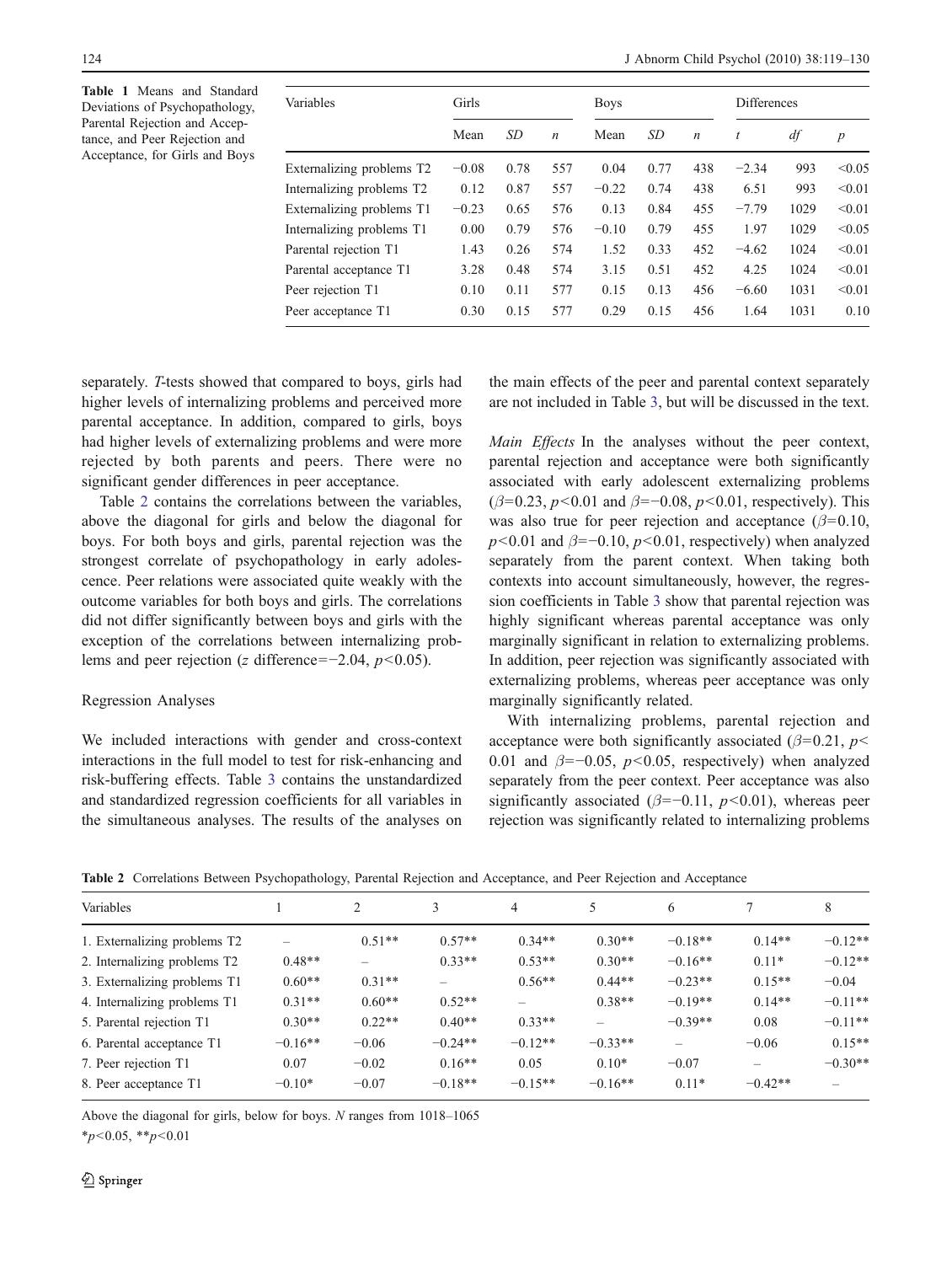**Table 1** Means and Standard Deviations of Psychopathology, Parental Rejection and Acceptance, and Peer Rejection and Acceptance, for Girls and Boys

| Variables | Girls | | | Boys | | | Differences | | |
|---|---|---|---|---|---|---|---|---|---|
| | Mean | *SD* | *n* | Mean | *SD* | *n* | *t* | *df* | *p* |
| Externalizing problems T2 | −0.08 | 0.78 | 557 | 0.04 | 0.77 | 438 | −2.34 | 993 | <0.05 |
| Internalizing problems T2 | 0.12 | 0.87 | 557 | −0.22 | 0.74 | 438 | 6.51 | 993 | <0.01 |
| Externalizing problems T1 | −0.23 | 0.65 | 576 | 0.13 | 0.84 | 455 | −7.79 | 1029 | <0.01 |
| Internalizing problems T1 | 0.00 | 0.79 | 576 | −0.10 | 0.79 | 455 | 1.97 | 1029 | <0.05 |
| Parental rejection T1 | 1.43 | 0.26 | 574 | 1.52 | 0.33 | 452 | −4.62 | 1024 | <0.01 |
| Parental acceptance T1 | 3.28 | 0.48 | 574 | 3.15 | 0.51 | 452 | 4.25 | 1024 | <0.01 |
| Peer rejection T1 | 0.10 | 0.11 | 577 | 0.15 | 0.13 | 456 | −6.60 | 1031 | <0.01 |
| Peer acceptance T1 | 0.30 | 0.15 | 577 | 0.29 | 0.15 | 456 | 1.64 | 1031 | 0.10 |

separately. *T*-tests showed that compared to boys, girls had higher levels of internalizing problems and perceived more parental acceptance. In addition, compared to girls, boys had higher levels of externalizing problems and were more rejected by both parents and peers. There were no significant gender differences in peer acceptance.

Table 2 contains the correlations between the variables, above the diagonal for girls and below the diagonal for boys. For both boys and girls, parental rejection was the strongest correlate of psychopathology in early adolescence. Peer relations were associated quite weakly with the outcome variables for both boys and girls. The correlations did not differ significantly between boys and girls with the exception of the correlations between internalizing problems and peer rejection ($z$ difference=−2.04, $p<0.05$).

### Regression Analyses

We included interactions with gender and cross-context interactions in the full model to test for risk-enhancing and risk-buffering effects. Table 3 contains the unstandardized and standardized regression coefficients for all variables in the simultaneous analyses. The results of the analyses on the main effects of the peer and parental context separately are not included in Table 3, but will be discussed in the text.

*Main Effects* In the analyses without the peer context, parental rejection and acceptance were both significantly associated with early adolescent externalizing problems ($\beta$=0.23, $p<0.01$ and $\beta$=−0.08, $p<0.01$, respectively). This was also true for peer rejection and acceptance ($\beta$=0.10, $p<0.01$ and $\beta$=−0.10, $p<0.01$, respectively) when analyzed separately from the parent context. When taking both contexts into account simultaneously, however, the regression coefficients in Table 3 show that parental rejection was highly significant whereas parental acceptance was only marginally significant in relation to externalizing problems. In addition, peer rejection was significantly associated with externalizing problems, whereas peer acceptance was only marginally significantly related.

With internalizing problems, parental rejection and acceptance were both significantly associated ($\beta$=0.21, $p<0.01$ and $\beta$=−0.05, $p<0.05$, respectively) when analyzed separately from the peer context. Peer acceptance was also significantly associated ($\beta$=−0.11, $p<0.01$), whereas peer rejection was significantly related to internalizing problems

**Table 2** Correlations Between Psychopathology, Parental Rejection and Acceptance, and Peer Rejection and Acceptance

| Variables | 1 | 2 | 3 | 4 | 5 | 6 | 7 | 8 |
|---|---|---|---|---|---|---|---|---|
| 1. Externalizing problems T2 | – | 0.51** | 0.57** | 0.34** | 0.30** | −0.18** | 0.14** | −0.12** |
| 2. Internalizing problems T2 | 0.48** | – | 0.33** | 0.53** | 0.30** | −0.16** | 0.11* | −0.12** |
| 3. Externalizing problems T1 | 0.60** | 0.31** | – | 0.56** | 0.44** | −0.23** | 0.15** | −0.04 |
| 4. Internalizing problems T1 | 0.31** | 0.60** | 0.52** | – | 0.38** | −0.19** | 0.14** | −0.11** |
| 5. Parental rejection T1 | 0.30** | 0.22** | 0.40** | 0.33** | – | −0.39** | 0.08 | −0.11** |
| 6. Parental acceptance T1 | −0.16** | −0.06 | −0.24** | −0.12** | −0.33** | – | −0.06 | 0.15** |
| 7. Peer rejection T1 | 0.07 | −0.02 | 0.16** | 0.05 | 0.10* | −0.07 | – | −0.30** |
| 8. Peer acceptance T1 | −0.10* | −0.07 | −0.18** | −0.15** | −0.16** | 0.11* | −0.42** | – |

Above the diagonal for girls, below for boys. *N* ranges from 1018–1065

*$p<0.05$, **$p<0.01$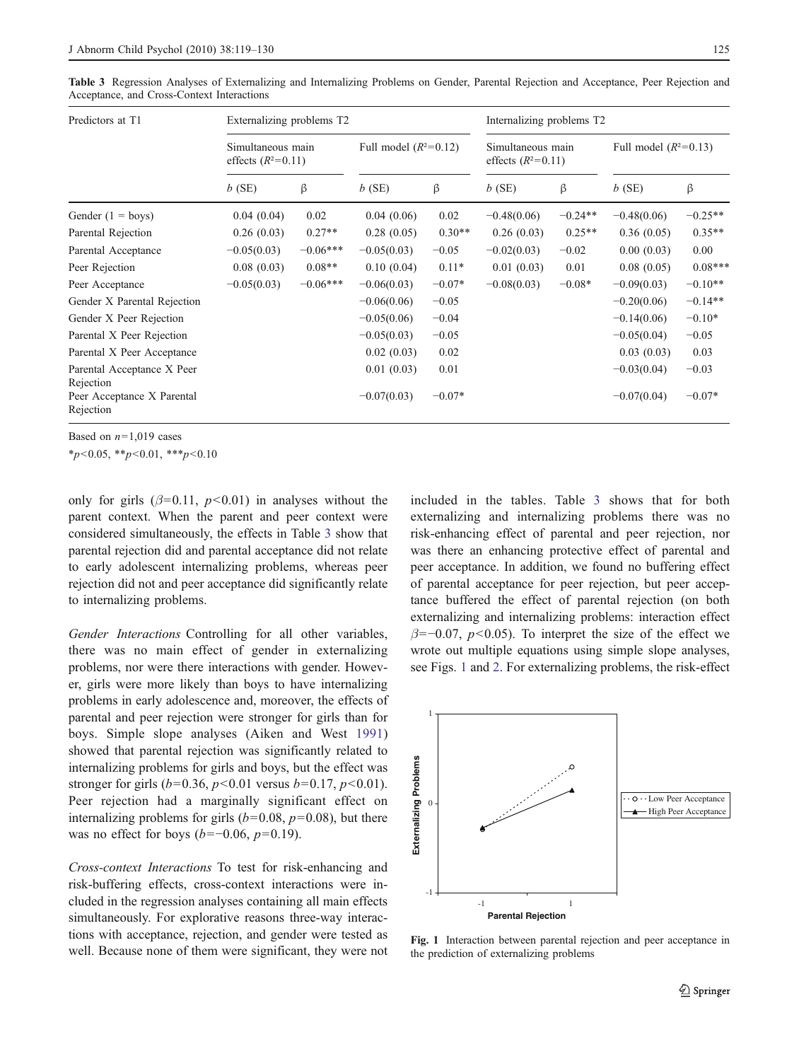**Table 3** Regression Analyses of Externalizing and Internalizing Problems on Gender, Parental Rejection and Acceptance, Peer Rejection and Acceptance, and Cross-Context Interactions

| Predictors at T1 | Externalizing problems T2 | | | | Internalizing problems T2 | | | |
|---|---|---|---|---|---|---|---|---|
| | Simultaneous main effects ($R^2$=0.11) | | Full model ($R^2$=0.12) | | Simultaneous main effects ($R^2$=0.11) | | Full model ($R^2$=0.13) | |
| | *b* (SE) | β | *b* (SE) | β | *b* (SE) | β | *b* (SE) | β |
| Gender (1 = boys) | 0.04 (0.04) | 0.02 | 0.04 (0.06) | 0.02 | −0.48(0.06) | −0.24** | −0.48(0.06) | −0.25** |
| Parental Rejection | 0.26 (0.03) | 0.27** | 0.28 (0.05) | 0.30** | 0.26 (0.03) | 0.25** | 0.36 (0.05) | 0.35** |
| Parental Acceptance | −0.05(0.03) | −0.06*** | −0.05(0.03) | −0.05 | −0.02(0.03) | −0.02 | 0.00 (0.03) | 0.00 |
| Peer Rejection | 0.08 (0.03) | 0.08** | 0.10 (0.04) | 0.11* | 0.01 (0.03) | 0.01 | 0.08 (0.05) | 0.08*** |
| Peer Acceptance | −0.05(0.03) | −0.06*** | −0.06(0.03) | −0.07* | −0.08(0.03) | −0.08* | −0.09(0.03) | −0.10** |
| Gender X Parental Rejection | | | −0.06(0.06) | −0.05 | | | −0.20(0.06) | −0.14** |
| Gender X Peer Rejection | | | −0.05(0.06) | −0.04 | | | −0.14(0.06) | −0.10* |
| Parental X Peer Rejection | | | −0.05(0.03) | −0.05 | | | −0.05(0.04) | −0.05 |
| Parental X Peer Acceptance | | | 0.02 (0.03) | 0.02 | | | 0.03 (0.03) | 0.03 |
| Parental Acceptance X Peer Rejection | | | 0.01 (0.03) | 0.01 | | | −0.03(0.04) | −0.03 |
| Peer Acceptance X Parental Rejection | | | −0.07(0.03) | −0.07* | | | −0.07(0.04) | −0.07* |

Based on $n$=1,019 cases

*$p<0.05$, **$p<0.01$, ***$p<0.10$

only for girls ($\beta$=0.11, $p<0.01$) in analyses without the parent context. When the parent and peer context were considered simultaneously, the effects in Table 3 show that parental rejection did and parental acceptance did not relate to early adolescent internalizing problems, whereas peer rejection did not and peer acceptance did significantly relate to internalizing problems.

*Gender Interactions* Controlling for all other variables, there was no main effect of gender in externalizing problems, nor were there interactions with gender. However, girls were more likely than boys to have internalizing problems in early adolescence and, moreover, the effects of parental and peer rejection were stronger for girls than for boys. Simple slope analyses (Aiken and West 1991) showed that parental rejection was significantly related to internalizing problems for girls and boys, but the effect was stronger for girls ($b$=0.36, $p<0.01$ versus $b$=0.17, $p<0.01$). Peer rejection had a marginally significant effect on internalizing problems for girls ($b$=0.08, $p$=0.08), but there was no effect for boys ($b$=−0.06, $p$=0.19).

*Cross-context Interactions* To test for risk-enhancing and risk-buffering effects, cross-context interactions were included in the regression analyses containing all main effects simultaneously. For explorative reasons three-way interactions with acceptance, rejection, and gender were tested as well. Because none of them were significant, they were not included in the tables. Table 3 shows that for both externalizing and internalizing problems there was no risk-enhancing effect of parental and peer rejection, nor was there an enhancing protective effect of parental and peer acceptance. In addition, we found no buffering effect of parental acceptance for peer rejection, but peer acceptance buffered the effect of parental rejection (on both externalizing and internalizing problems: interaction effect $\beta$=−0.07, $p<0.05$). To interpret the size of the effect we wrote out multiple equations using simple slope analyses, see Figs. 1 and 2. For externalizing problems, the risk-effect

**Fig. 1** Interaction between parental rejection and peer acceptance in the prediction of externalizing problems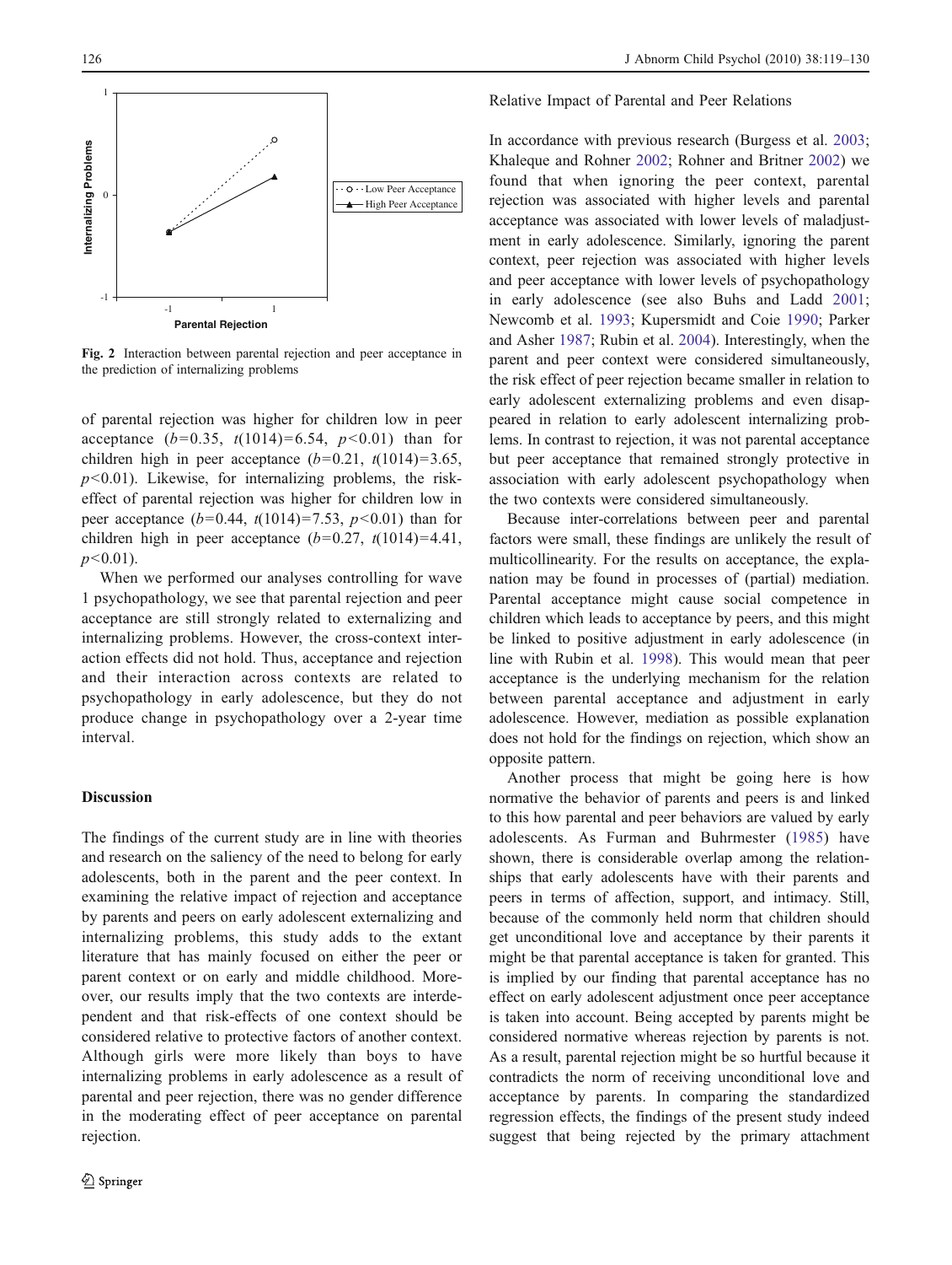Internalizing Problems

1

0

-1

-1

1

Parental Rejection

Low Peer Acceptance

High Peer Acceptance

**Fig. 2** Interaction between parental rejection and peer acceptance in the prediction of internalizing problems

of parental rejection was higher for children low in peer acceptance ($b=0.35$, $t(1014)=6.54$, $p<0.01$) than for children high in peer acceptance ($b=0.21$, $t(1014)=3.65$, $p<0.01$). Likewise, for internalizing problems, the risk-effect of parental rejection was higher for children low in peer acceptance ($b=0.44$, $t(1014)=7.53$, $p<0.01$) than for children high in peer acceptance ($b=0.27$, $t(1014)=4.41$, $p<0.01$).

When we performed our analyses controlling for wave 1 psychopathology, we see that parental rejection and peer acceptance are still strongly related to externalizing and internalizing problems. However, the cross-context interaction effects did not hold. Thus, acceptance and rejection and their interaction across contexts are related to psychopathology in early adolescence, but they do not produce change in psychopathology over a 2-year time interval.

## Discussion

The findings of the current study are in line with theories and research on the saliency of the need to belong for early adolescents, both in the parent and the peer context. In examining the relative impact of rejection and acceptance by parents and peers on early adolescent externalizing and internalizing problems, this study adds to the extant literature that has mainly focused on either the peer or parent context or on early and middle childhood. Moreover, our results imply that the two contexts are interdependent and that risk-effects of one context should be considered relative to protective factors of another context. Although girls were more likely than boys to have internalizing problems in early adolescence as a result of parental and peer rejection, there was no gender difference in the moderating effect of peer acceptance on parental rejection.

### Relative Impact of Parental and Peer Relations

In accordance with previous research (Burgess et al. 2003; Khaleque and Rohner 2002; Rohner and Britner 2002) we found that when ignoring the peer context, parental rejection was associated with higher levels and parental acceptance was associated with lower levels of maladjustment in early adolescence. Similarly, ignoring the parent context, peer rejection was associated with higher levels and peer acceptance with lower levels of psychopathology in early adolescence (see also Buhs and Ladd 2001; Newcomb et al. 1993; Kupersmidt and Coie 1990; Parker and Asher 1987; Rubin et al. 2004). Interestingly, when the parent and peer context were considered simultaneously, the risk effect of peer rejection became smaller in relation to early adolescent externalizing problems and even disappeared in relation to early adolescent internalizing problems. In contrast to rejection, it was not parental acceptance but peer acceptance that remained strongly protective in association with early adolescent psychopathology when the two contexts were considered simultaneously.

Because inter-correlations between peer and parental factors were small, these findings are unlikely the result of multicollinearity. For the results on acceptance, the explanation may be found in processes of (partial) mediation. Parental acceptance might cause social competence in children which leads to acceptance by peers, and this might be linked to positive adjustment in early adolescence (in line with Rubin et al. 1998). This would mean that peer acceptance is the underlying mechanism for the relation between parental acceptance and adjustment in early adolescence. However, mediation as possible explanation does not hold for the findings on rejection, which show an opposite pattern.

Another process that might be going here is how normative the behavior of parents and peers is and linked to this how parental and peer behaviors are valued by early adolescents. As Furman and Buhrmester (1985) have shown, there is considerable overlap among the relationships that early adolescents have with their parents and peers in terms of affection, support, and intimacy. Still, because of the commonly held norm that children should get unconditional love and acceptance by their parents it might be that parental acceptance is taken for granted. This is implied by our finding that parental acceptance has no effect on early adolescent adjustment once peer acceptance is taken into account. Being accepted by parents might be considered normative whereas rejection by parents is not. As a result, parental rejection might be so hurtful because it contradicts the norm of receiving unconditional love and acceptance by parents. In comparing the standardized regression effects, the findings of the present study indeed suggest that being rejected by the primary attachment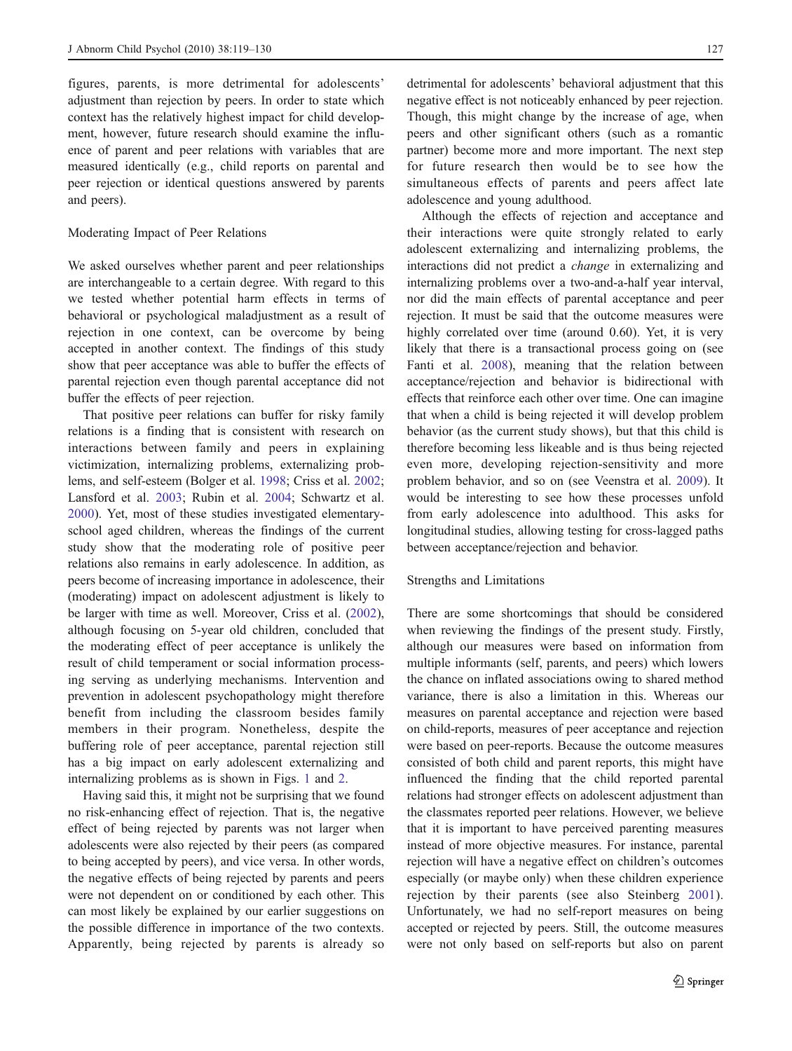figures, parents, is more detrimental for adolescents' adjustment than rejection by peers. In order to state which context has the relatively highest impact for child development, however, future research should examine the influence of parent and peer relations with variables that are measured identically (e.g., child reports on parental and peer rejection or identical questions answered by parents and peers).

### Moderating Impact of Peer Relations

We asked ourselves whether parent and peer relationships are interchangeable to a certain degree. With regard to this we tested whether potential harm effects in terms of behavioral or psychological maladjustment as a result of rejection in one context, can be overcome by being accepted in another context. The findings of this study show that peer acceptance was able to buffer the effects of parental rejection even though parental acceptance did not buffer the effects of peer rejection.

That positive peer relations can buffer for risky family relations is a finding that is consistent with research on interactions between family and peers in explaining victimization, internalizing problems, externalizing problems, and self-esteem (Bolger et al. 1998; Criss et al. 2002; Lansford et al. 2003; Rubin et al. 2004; Schwartz et al. 2000). Yet, most of these studies investigated elementary-school aged children, whereas the findings of the current study show that the moderating role of positive peer relations also remains in early adolescence. In addition, as peers become of increasing importance in adolescence, their (moderating) impact on adolescent adjustment is likely to be larger with time as well. Moreover, Criss et al. (2002), although focusing on 5-year old children, concluded that the moderating effect of peer acceptance is unlikely the result of child temperament or social information processing serving as underlying mechanisms. Intervention and prevention in adolescent psychopathology might therefore benefit from including the classroom besides family members in their program. Nonetheless, despite the buffering role of peer acceptance, parental rejection still has a big impact on early adolescent externalizing and internalizing problems as is shown in Figs. 1 and 2.

Having said this, it might not be surprising that we found no risk-enhancing effect of rejection. That is, the negative effect of being rejected by parents was not larger when adolescents were also rejected by their peers (as compared to being accepted by peers), and vice versa. In other words, the negative effects of being rejected by parents and peers were not dependent on or conditioned by each other. This can most likely be explained by our earlier suggestions on the possible difference in importance of the two contexts. Apparently, being rejected by parents is already so detrimental for adolescents' behavioral adjustment that this negative effect is not noticeably enhanced by peer rejection. Though, this might change by the increase of age, when peers and other significant others (such as a romantic partner) become more and more important. The next step for future research then would be to see how the simultaneous effects of parents and peers affect late adolescence and young adulthood.

Although the effects of rejection and acceptance and their interactions were quite strongly related to early adolescent externalizing and internalizing problems, the interactions did not predict a *change* in externalizing and internalizing problems over a two-and-a-half year interval, nor did the main effects of parental acceptance and peer rejection. It must be said that the outcome measures were highly correlated over time (around 0.60). Yet, it is very likely that there is a transactional process going on (see Fanti et al. 2008), meaning that the relation between acceptance/rejection and behavior is bidirectional with effects that reinforce each other over time. One can imagine that when a child is being rejected it will develop problem behavior (as the current study shows), but that this child is therefore becoming less likeable and is thus being rejected even more, developing rejection-sensitivity and more problem behavior, and so on (see Veenstra et al. 2009). It would be interesting to see how these processes unfold from early adolescence into adulthood. This asks for longitudinal studies, allowing testing for cross-lagged paths between acceptance/rejection and behavior.

### Strengths and Limitations

There are some shortcomings that should be considered when reviewing the findings of the present study. Firstly, although our measures were based on information from multiple informants (self, parents, and peers) which lowers the chance on inflated associations owing to shared method variance, there is also a limitation in this. Whereas our measures on parental acceptance and rejection were based on child-reports, measures of peer acceptance and rejection were based on peer-reports. Because the outcome measures consisted of both child and parent reports, this might have influenced the finding that the child reported parental relations had stronger effects on adolescent adjustment than the classmates reported peer relations. However, we believe that it is important to have perceived parenting measures instead of more objective measures. For instance, parental rejection will have a negative effect on children's outcomes especially (or maybe only) when these children experience rejection by their parents (see also Steinberg 2001). Unfortunately, we had no self-report measures on being accepted or rejected by peers. Still, the outcome measures were not only based on self-reports but also on parent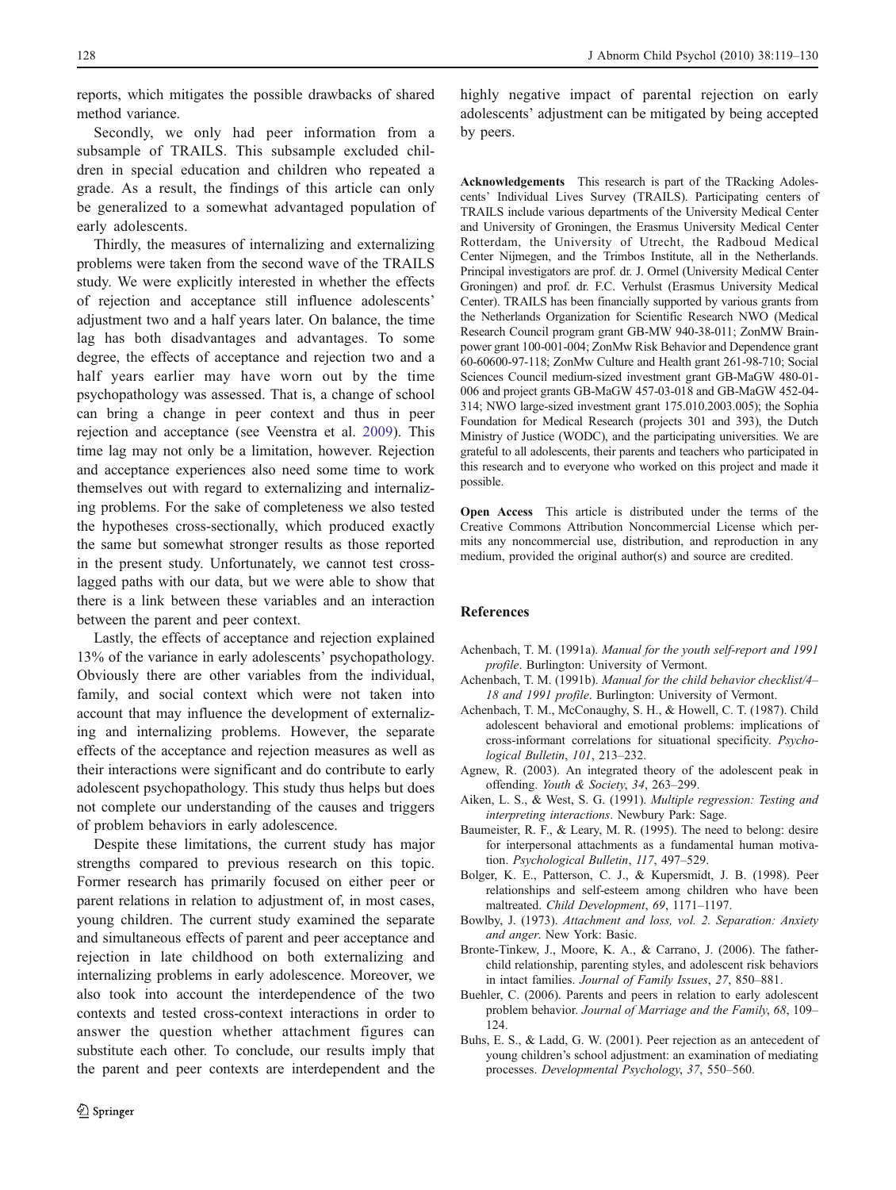reports, which mitigates the possible drawbacks of shared method variance.

Secondly, we only had peer information from a subsample of TRAILS. This subsample excluded children in special education and children who repeated a grade. As a result, the findings of this article can only be generalized to a somewhat advantaged population of early adolescents.

Thirdly, the measures of internalizing and externalizing problems were taken from the second wave of the TRAILS study. We were explicitly interested in whether the effects of rejection and acceptance still influence adolescents' adjustment two and a half years later. On balance, the time lag has both disadvantages and advantages. To some degree, the effects of acceptance and rejection two and a half years earlier may have worn out by the time psychopathology was assessed. That is, a change of school can bring a change in peer context and thus in peer rejection and acceptance (see Veenstra et al. 2009). This time lag may not only be a limitation, however. Rejection and acceptance experiences also need some time to work themselves out with regard to externalizing and internalizing problems. For the sake of completeness we also tested the hypotheses cross-sectionally, which produced exactly the same but somewhat stronger results as those reported in the present study. Unfortunately, we cannot test cross-lagged paths with our data, but we were able to show that there is a link between these variables and an interaction between the parent and peer context.

Lastly, the effects of acceptance and rejection explained 13% of the variance in early adolescents' psychopathology. Obviously there are other variables from the individual, family, and social context which were not taken into account that may influence the development of externalizing and internalizing problems. However, the separate effects of the acceptance and rejection measures as well as their interactions were significant and do contribute to early adolescent psychopathology. This study thus helps but does not complete our understanding of the causes and triggers of problem behaviors in early adolescence.

Despite these limitations, the current study has major strengths compared to previous research on this topic. Former research has primarily focused on either peer or parent relations in relation to adjustment of, in most cases, young children. The current study examined the separate and simultaneous effects of parent and peer acceptance and rejection in late childhood on both externalizing and internalizing problems in early adolescence. Moreover, we also took into account the interdependence of the two contexts and tested cross-context interactions in order to answer the question whether attachment figures can substitute each other. To conclude, our results imply that the parent and peer contexts are interdependent and the highly negative impact of parental rejection on early adolescents' adjustment can be mitigated by being accepted by peers.

**Acknowledgements** This research is part of the TRacking Adolescents' Individual Lives Survey (TRAILS). Participating centers of TRAILS include various departments of the University Medical Center and University of Groningen, the Erasmus University Medical Center Rotterdam, the University of Utrecht, the Radboud Medical Center Nijmegen, and the Trimbos Institute, all in the Netherlands. Principal investigators are prof. dr. J. Ormel (University Medical Center Groningen) and prof. dr. F.C. Verhulst (Erasmus University Medical Center). TRAILS has been financially supported by various grants from the Netherlands Organization for Scientific Research NWO (Medical Research Council program grant GB-MW 940-38-011; ZonMW Brainpower grant 100-001-004; ZonMw Risk Behavior and Dependence grant 60-60600-97-118; ZonMw Culture and Health grant 261-98-710; Social Sciences Council medium-sized investment grant GB-MaGW 480-01-006 and project grants GB-MaGW 457-03-018 and GB-MaGW 452-04-314; NWO large-sized investment grant 175.010.2003.005); the Sophia Foundation for Medical Research (projects 301 and 393), the Dutch Ministry of Justice (WODC), and the participating universities. We are grateful to all adolescents, their parents and teachers who participated in this research and to everyone who worked on this project and made it possible.

**Open Access** This article is distributed under the terms of the Creative Commons Attribution Noncommercial License which permits any noncommercial use, distribution, and reproduction in any medium, provided the original author(s) and source are credited.

## References

Achenbach, T. M. (1991a). *Manual for the youth self-report and 1991 profile*. Burlington: University of Vermont.

Achenbach, T. M. (1991b). *Manual for the child behavior checklist/4–18 and 1991 profile*. Burlington: University of Vermont.

Achenbach, T. M., McConaughy, S. H., & Howell, C. T. (1987). Child adolescent behavioral and emotional problems: implications of cross-informant correlations for situational specificity. *Psychological Bulletin*, *101*, 213–232.

Agnew, R. (2003). An integrated theory of the adolescent peak in offending. *Youth & Society, 34*, 263–299.

Aiken, L. S., & West, S. G. (1991). *Multiple regression: Testing and interpreting interactions*. Newbury Park: Sage.

Baumeister, R. F., & Leary, M. R. (1995). The need to belong: desire for interpersonal attachments as a fundamental human motivation. *Psychological Bulletin*, *117*, 497–529.

Bolger, K. E., Patterson, C. J., & Kupersmidt, J. B. (1998). Peer relationships and self-esteem among children who have been maltreated. *Child Development*, *69*, 1171–1197.

Bowlby, J. (1973). *Attachment and loss, vol. 2. Separation: Anxiety and anger*. New York: Basic.

Bronte-Tinkew, J., Moore, K. A., & Carrano, J. (2006). The father-child relationship, parenting styles, and adolescent risk behaviors in intact families. *Journal of Family Issues*, *27*, 850–881.

Buehler, C. (2006). Parents and peers in relation to early adolescent problem behavior. *Journal of Marriage and the Family*, *68*, 109–124.

Buhs, E. S., & Ladd, G. W. (2001). Peer rejection as an antecedent of young children's school adjustment: an examination of mediating processes. *Developmental Psychology*, *37*, 550–560.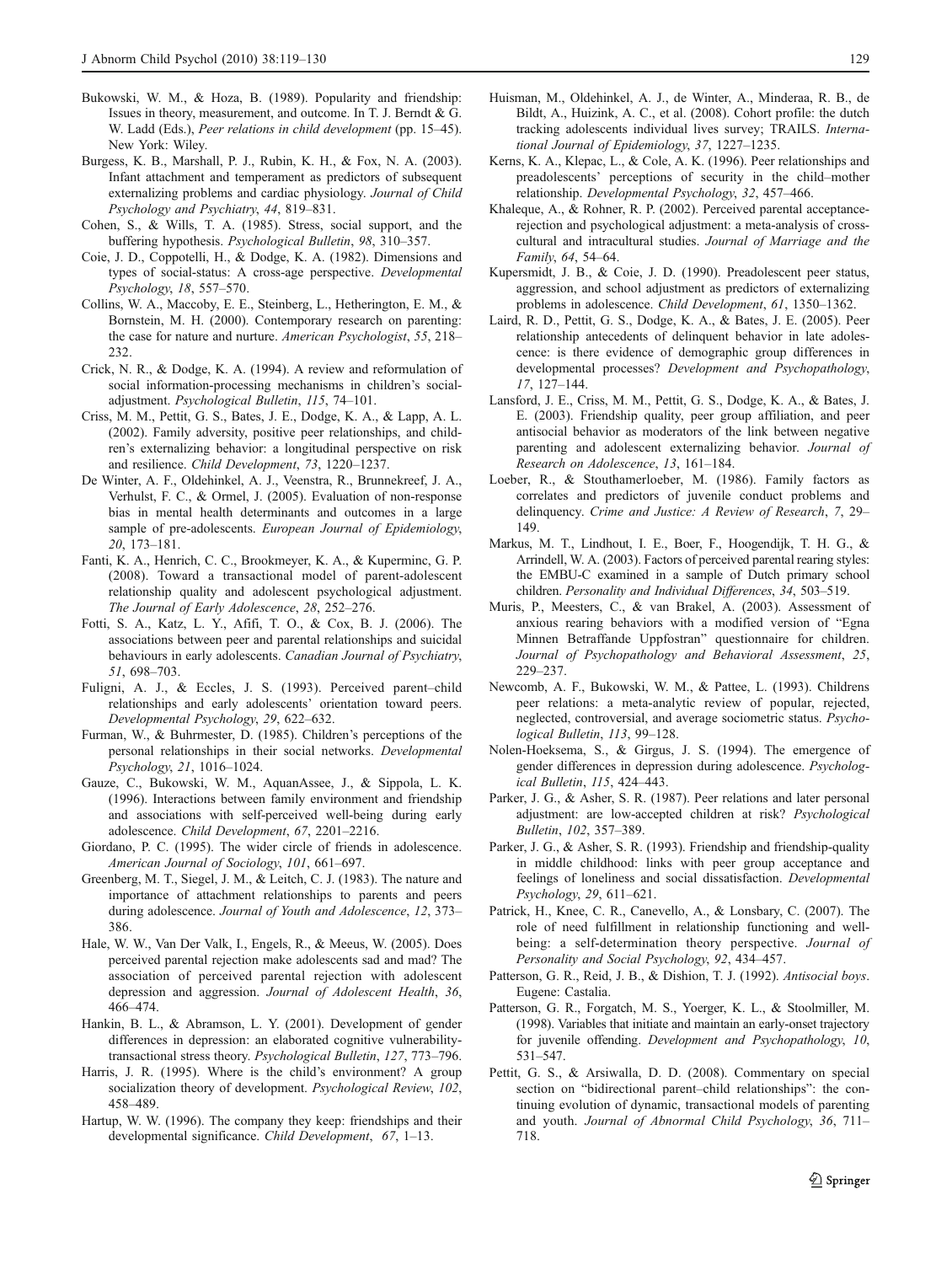Bukowski, W. M., & Hoza, B. (1989). Popularity and friendship: Issues in theory, measurement, and outcome. In T. J. Berndt & G. W. Ladd (Eds.), *Peer relations in child development* (pp. 15–45). New York: Wiley.

Burgess, K. B., Marshall, P. J., Rubin, K. H., & Fox, N. A. (2003). Infant attachment and temperament as predictors of subsequent externalizing problems and cardiac physiology. *Journal of Child Psychology and Psychiatry*, *44*, 819–831.

Cohen, S., & Wills, T. A. (1985). Stress, social support, and the buffering hypothesis. *Psychological Bulletin*, *98*, 310–357.

Coie, J. D., Coppotelli, H., & Dodge, K. A. (1982). Dimensions and types of social-status: A cross-age perspective. *Developmental Psychology*, *18*, 557–570.

Collins, W. A., Maccoby, E. E., Steinberg, L., Hetherington, E. M., & Bornstein, M. H. (2000). Contemporary research on parenting: the case for nature and nurture. *American Psychologist*, *55*, 218–232.

Crick, N. R., & Dodge, K. A. (1994). A review and reformulation of social information-processing mechanisms in children's social-adjustment. *Psychological Bulletin*, *115*, 74–101.

Criss, M. M., Pettit, G. S., Bates, J. E., Dodge, K. A., & Lapp, A. L. (2002). Family adversity, positive peer relationships, and children's externalizing behavior: a longitudinal perspective on risk and resilience. *Child Development*, *73*, 1220–1237.

De Winter, A. F., Oldehinkel, A. J., Veenstra, R., Brunnekreef, J. A., Verhulst, F. C., & Ormel, J. (2005). Evaluation of non-response bias in mental health determinants and outcomes in a large sample of pre-adolescents. *European Journal of Epidemiology*, *20*, 173–181.

Fanti, K. A., Henrich, C. C., Brookmeyer, K. A., & Kuperminc, G. P. (2008). Toward a transactional model of parent-adolescent relationship quality and adolescent psychological adjustment. *The Journal of Early Adolescence*, *28*, 252–276.

Fotti, S. A., Katz, L. Y., Afifi, T. O., & Cox, B. J. (2006). The associations between peer and parental relationships and suicidal behaviours in early adolescents. *Canadian Journal of Psychiatry*, *51*, 698–703.

Fuligni, A. J., & Eccles, J. S. (1993). Perceived parent–child relationships and early adolescents' orientation toward peers. *Developmental Psychology*, *29*, 622–632.

Furman, W., & Buhrmester, D. (1985). Children's perceptions of the personal relationships in their social networks. *Developmental Psychology*, *21*, 1016–1024.

Gauze, C., Bukowski, W. M., AquanAssee, J., & Sippola, L. K. (1996). Interactions between family environment and friendship and associations with self-perceived well-being during early adolescence. *Child Development*, *67*, 2201–2216.

Giordano, P. C. (1995). The wider circle of friends in adolescence. *American Journal of Sociology*, *101*, 661–697.

Greenberg, M. T., Siegel, J. M., & Leitch, C. J. (1983). The nature and importance of attachment relationships to parents and peers during adolescence. *Journal of Youth and Adolescence*, *12*, 373–386.

Hale, W. W., Van Der Valk, I., Engels, R., & Meeus, W. (2005). Does perceived parental rejection make adolescents sad and mad? The association of perceived parental rejection with adolescent depression and aggression. *Journal of Adolescent Health*, *36*, 466–474.

Hankin, B. L., & Abramson, L. Y. (2001). Development of gender differences in depression: an elaborated cognitive vulnerability-transactional stress theory. *Psychological Bulletin*, *127*, 773–796.

Harris, J. R. (1995). Where is the child's environment? A group socialization theory of development. *Psychological Review*, *102*, 458–489.

Hartup, W. W. (1996). The company they keep: friendships and their developmental significance. *Child Development*, *67*, 1–13.

Huisman, M., Oldehinkel, A. J., de Winter, A., Minderaa, R. B., de Bildt, A., Huizink, A. C., et al. (2008). Cohort profile: the dutch tracking adolescents individual lives survey; TRAILS. *International Journal of Epidemiology*, *37*, 1227–1235.

Kerns, K. A., Klepac, L., & Cole, A. K. (1996). Peer relationships and preadolescents' perceptions of security in the child–mother relationship. *Developmental Psychology*, *32*, 457–466.

Khaleque, A., & Rohner, R. P. (2002). Perceived parental acceptance-rejection and psychological adjustment: a meta-analysis of cross-cultural and intracultural studies. *Journal of Marriage and the Family*, *64*, 54–64.

Kupersmidt, J. B., & Coie, J. D. (1990). Preadolescent peer status, aggression, and school adjustment as predictors of externalizing problems in adolescence. *Child Development*, *61*, 1350–1362.

Laird, R. D., Pettit, G. S., Dodge, K. A., & Bates, J. E. (2005). Peer relationship antecedents of delinquent behavior in late adolescence: is there evidence of demographic group differences in developmental processes? *Development and Psychopathology*, *17*, 127–144.

Lansford, J. E., Criss, M. M., Pettit, G. S., Dodge, K. A., & Bates, J. E. (2003). Friendship quality, peer group affiliation, and peer antisocial behavior as moderators of the link between negative parenting and adolescent externalizing behavior. *Journal of Research on Adolescence*, *13*, 161–184.

Loeber, R., & Stouthamerloeber, M. (1986). Family factors as correlates and predictors of juvenile conduct problems and delinquency. *Crime and Justice: A Review of Research*, *7*, 29–149.

Markus, M. T., Lindhout, I. E., Boer, F., Hoogendijk, T. H. G., & Arrindell, W. A. (2003). Factors of perceived parental rearing styles: the EMBU-C examined in a sample of Dutch primary school children. *Personality and Individual Differences*, *34*, 503–519.

Muris, P., Meesters, C., & van Brakel, A. (2003). Assessment of anxious rearing behaviors with a modified version of "Egna Minnen Betraffande Uppfostran" questionnaire for children. *Journal of Psychopathology and Behavioral Assessment*, *25*, 229–237.

Newcomb, A. F., Bukowski, W. M., & Pattee, L. (1993). Childrens peer relations: a meta-analytic review of popular, rejected, neglected, controversial, and average sociometric status. *Psychological Bulletin*, *113*, 99–128.

Nolen-Hoeksema, S., & Girgus, J. S. (1994). The emergence of gender differences in depression during adolescence. *Psychological Bulletin*, *115*, 424–443.

Parker, J. G., & Asher, S. R. (1987). Peer relations and later personal adjustment: are low-accepted children at risk? *Psychological Bulletin*, *102*, 357–389.

Parker, J. G., & Asher, S. R. (1993). Friendship and friendship-quality in middle childhood: links with peer group acceptance and feelings of loneliness and social dissatisfaction. *Developmental Psychology*, *29*, 611–621.

Patrick, H., Knee, C. R., Canevello, A., & Lonsbary, C. (2007). The role of need fulfillment in relationship functioning and well-being: a self-determination theory perspective. *Journal of Personality and Social Psychology*, *92*, 434–457.

Patterson, G. R., Reid, J. B., & Dishion, T. J. (1992). *Antisocial boys*. Eugene: Castalia.

Patterson, G. R., Forgatch, M. S., Yoerger, K. L., & Stoolmiller, M. (1998). Variables that initiate and maintain an early-onset trajectory for juvenile offending. *Development and Psychopathology*, *10*, 531–547.

Pettit, G. S., & Arsiwalla, D. D. (2008). Commentary on special section on "bidirectional parent–child relationships": the continuing evolution of dynamic, transactional models of parenting and youth. *Journal of Abnormal Child Psychology*, *36*, 711–718.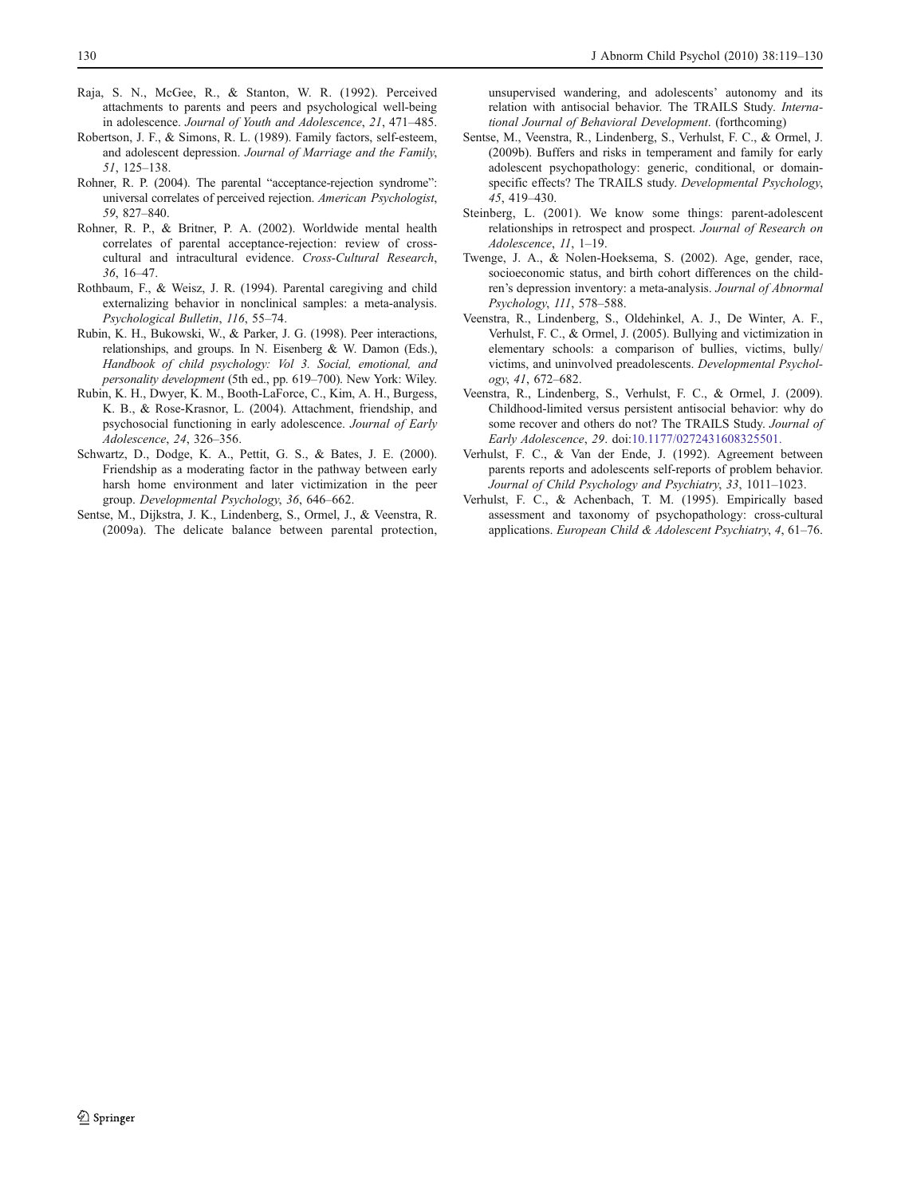Raja, S. N., McGee, R., & Stanton, W. R. (1992). Perceived attachments to parents and peers and psychological well-being in adolescence. *Journal of Youth and Adolescence*, *21*, 471–485.

Robertson, J. F., & Simons, R. L. (1989). Family factors, self-esteem, and adolescent depression. *Journal of Marriage and the Family*, *51*, 125–138.

Rohner, R. P. (2004). The parental "acceptance-rejection syndrome": universal correlates of perceived rejection. *American Psychologist*, *59*, 827–840.

Rohner, R. P., & Britner, P. A. (2002). Worldwide mental health correlates of parental acceptance-rejection: review of cross-cultural and intracultural evidence. *Cross-Cultural Research*, *36*, 16–47.

Rothbaum, F., & Weisz, J. R. (1994). Parental caregiving and child externalizing behavior in nonclinical samples: a meta-analysis. *Psychological Bulletin*, *116*, 55–74.

Rubin, K. H., Bukowski, W., & Parker, J. G. (1998). Peer interactions, relationships, and groups. In N. Eisenberg & W. Damon (Eds.), *Handbook of child psychology: Vol 3. Social, emotional, and personality development* (5th ed., pp. 619–700). New York: Wiley.

Rubin, K. H., Dwyer, K. M., Booth-LaForce, C., Kim, A. H., Burgess, K. B., & Rose-Krasnor, L. (2004). Attachment, friendship, and psychosocial functioning in early adolescence. *Journal of Early Adolescence*, *24*, 326–356.

Schwartz, D., Dodge, K. A., Pettit, G. S., & Bates, J. E. (2000). Friendship as a moderating factor in the pathway between early harsh home environment and later victimization in the peer group. *Developmental Psychology*, *36*, 646–662.

Sentse, M., Dijkstra, J. K., Lindenberg, S., Ormel, J., & Veenstra, R. (2009a). The delicate balance between parental protection, unsupervised wandering, and adolescents' autonomy and its relation with antisocial behavior. The TRAILS Study. *International Journal of Behavioral Development*. (forthcoming)

Sentse, M., Veenstra, R., Lindenberg, S., Verhulst, F. C., & Ormel, J. (2009b). Buffers and risks in temperament and family for early adolescent psychopathology: generic, conditional, or domain-specific effects? The TRAILS study. *Developmental Psychology*, *45*, 419–430.

Steinberg, L. (2001). We know some things: parent-adolescent relationships in retrospect and prospect. *Journal of Research on Adolescence*, *11*, 1–19.

Twenge, J. A., & Nolen-Hoeksema, S. (2002). Age, gender, race, socioeconomic status, and birth cohort differences on the children's depression inventory: a meta-analysis. *Journal of Abnormal Psychology*, *111*, 578–588.

Veenstra, R., Lindenberg, S., Oldehinkel, A. J., De Winter, A. F., Verhulst, F. C., & Ormel, J. (2005). Bullying and victimization in elementary schools: a comparison of bullies, victims, bully/victims, and uninvolved preadolescents. *Developmental Psychology*, *41*, 672–682.

Veenstra, R., Lindenberg, S., Verhulst, F. C., & Ormel, J. (2009). Childhood-limited versus persistent antisocial behavior: why do some recover and others do not? The TRAILS Study. *Journal of Early Adolescence*, *29*. doi:10.1177/0272431608325501.

Verhulst, F. C., & Van der Ende, J. (1992). Agreement between parents reports and adolescents self-reports of problem behavior. *Journal of Child Psychology and Psychiatry*, *33*, 1011–1023.

Verhulst, F. C., & Achenbach, T. M. (1995). Empirically based assessment and taxonomy of psychopathology: cross-cultural applications. *European Child & Adolescent Psychiatry*, *4*, 61–76.